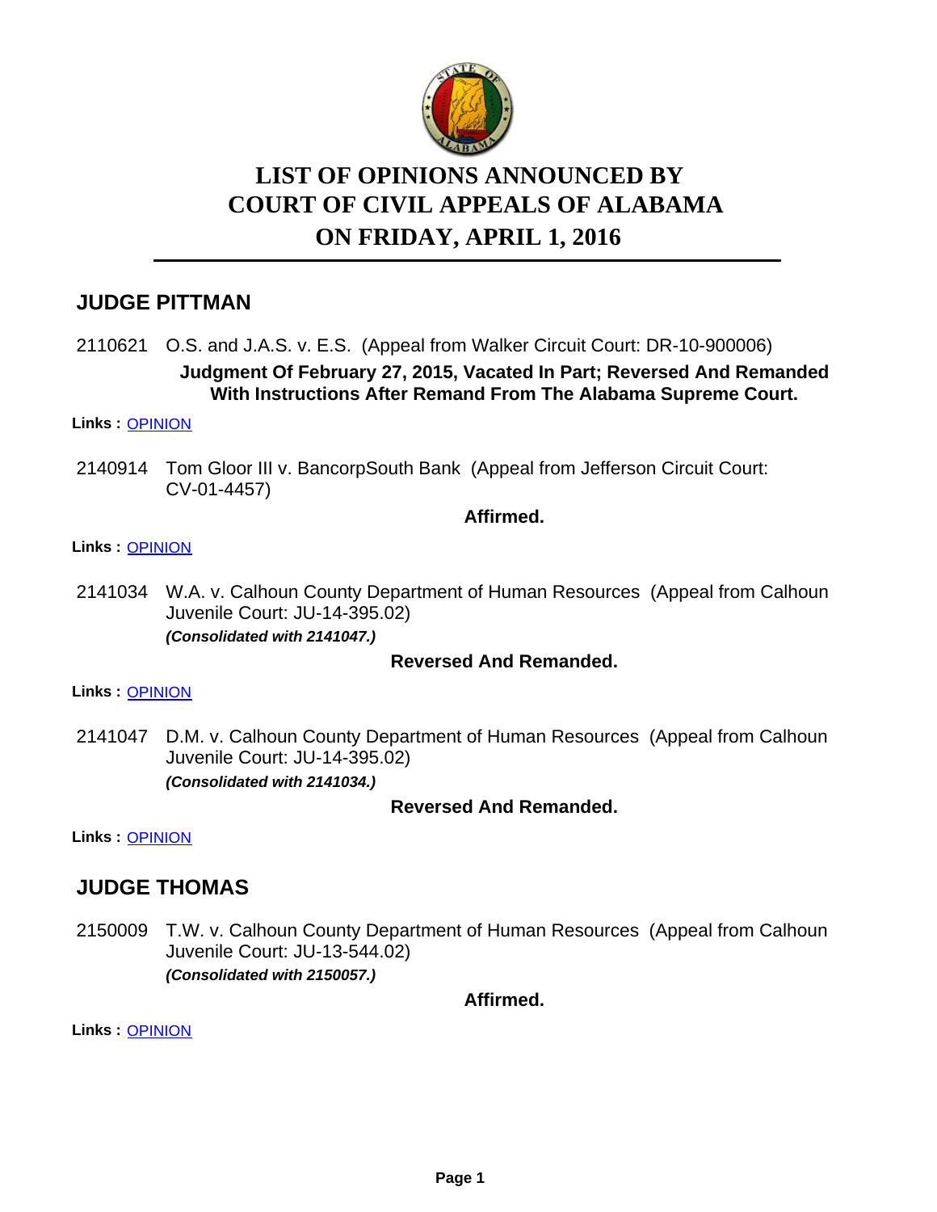# LIST OF OPINIONS ANNOUNCED BY COURT OF CIVIL APPEALS OF ALABAMA ON FRIDAY, APRIL 1, 2016

## JUDGE PITTMAN

2110621 O.S. and J.A.S. v. E.S. (Appeal from Walker Circuit Court: DR-10-900006)

**Judgment Of February 27, 2015, Vacated In Part; Reversed And Remanded With Instructions After Remand From The Alabama Supreme Court.**

**Links :** OPINION

2140914 Tom Gloor III v. BancorpSouth Bank (Appeal from Jefferson Circuit Court: CV-01-4457)

**Affirmed.**

**Links :** OPINION

2141034 W.A. v. Calhoun County Department of Human Resources (Appeal from Calhoun Juvenile Court: JU-14-395.02)
***(Consolidated with 2141047.)***

**Reversed And Remanded.**

**Links :** OPINION

2141047 D.M. v. Calhoun County Department of Human Resources (Appeal from Calhoun Juvenile Court: JU-14-395.02)
***(Consolidated with 2141034.)***

**Reversed And Remanded.**

**Links :** OPINION

## JUDGE THOMAS

2150009 T.W. v. Calhoun County Department of Human Resources (Appeal from Calhoun Juvenile Court: JU-13-544.02)
***(Consolidated with 2150057.)***

**Affirmed.**

**Links :** OPINION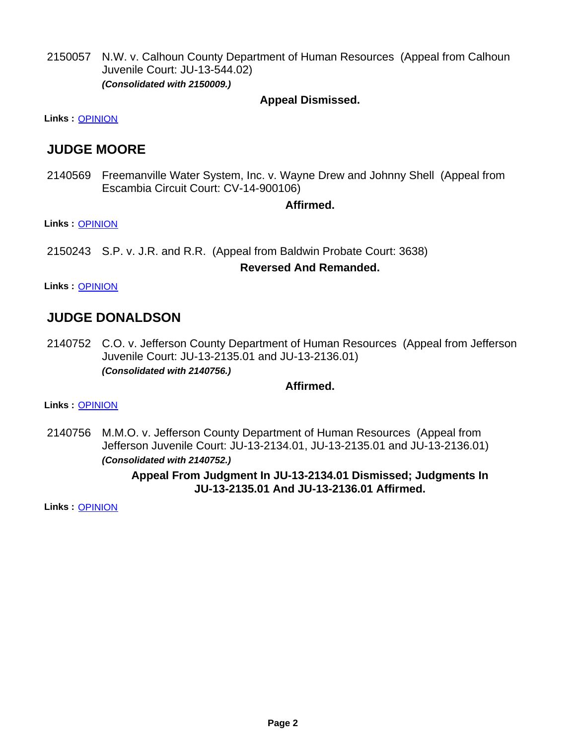2150057 N.W. v. Calhoun County Department of Human Resources (Appeal from Calhoun Juvenile Court: JU-13-544.02)
***(Consolidated with 2150009.)***

**Appeal Dismissed.**

**Links :** OPINION

## JUDGE MOORE

2140569 Freemanville Water System, Inc. v. Wayne Drew and Johnny Shell (Appeal from Escambia Circuit Court: CV-14-900106)

**Affirmed.**

**Links :** OPINION

2150243 S.P. v. J.R. and R.R. (Appeal from Baldwin Probate Court: 3638)

**Reversed And Remanded.**

**Links :** OPINION

## JUDGE DONALDSON

2140752 C.O. v. Jefferson County Department of Human Resources (Appeal from Jefferson Juvenile Court: JU-13-2135.01 and JU-13-2136.01)
***(Consolidated with 2140756.)***

**Affirmed.**

**Links :** OPINION

2140756 M.M.O. v. Jefferson County Department of Human Resources (Appeal from Jefferson Juvenile Court: JU-13-2134.01, JU-13-2135.01 and JU-13-2136.01)
***(Consolidated with 2140752.)***

**Appeal From Judgment In JU-13-2134.01 Dismissed; Judgments In JU-13-2135.01 And JU-13-2136.01 Affirmed.**

**Links :** OPINION